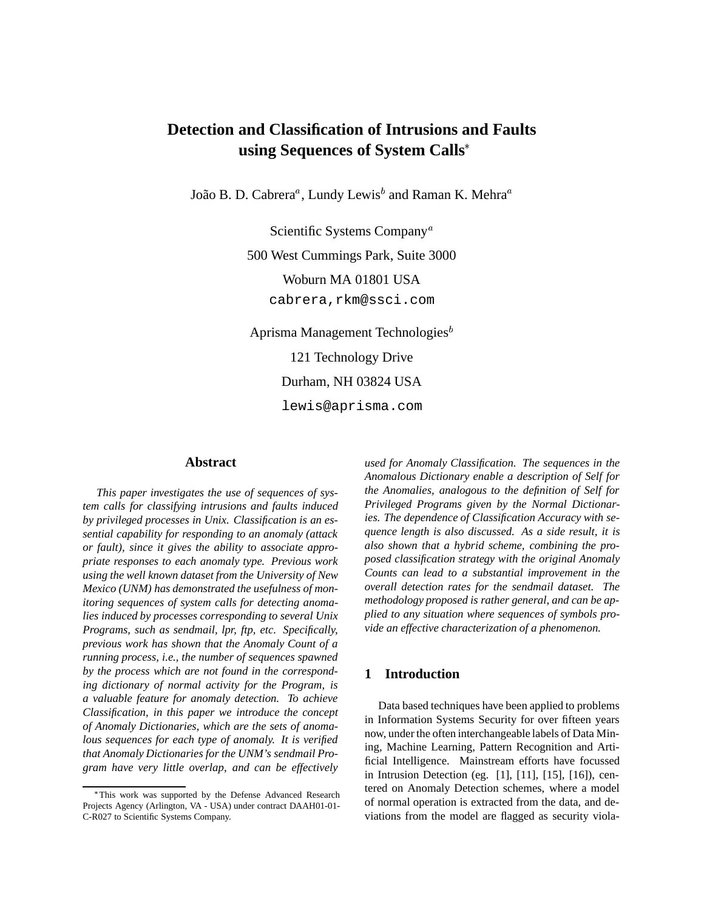# Detection and Classification of Intrusions and Faults using Sequences of System Calls*

João B. D. Cabrera[a], Lundy Lewis[b] and Raman K. Mehra[a]

Scientific Systems Company[a]

500 West Cummings Park, Suite 3000

Woburn MA 01801 USA

cabrera,rkm@ssci.com

Aprisma Management Technologies[b]

121 Technology Drive

Durham, NH 03824 USA

lewis@aprisma.com

## Abstract

*This paper investigates the use of sequences of system calls for classifying intrusions and faults induced by privileged processes in Unix. Classification is an essential capability for responding to an anomaly (attack or fault), since it gives the ability to associate appropriate responses to each anomaly type. Previous work using the well known dataset from the University of New Mexico (UNM) has demonstrated the usefulness of monitoring sequences of system calls for detecting anomalies induced by processes corresponding to several Unix Programs, such as sendmail, lpr, ftp, etc. Specifically, previous work has shown that the Anomaly Count of a running process, i.e., the number of sequences spawned by the process which are not found in the corresponding dictionary of normal activity for the Program, is a valuable feature for anomaly detection. To achieve Classification, in this paper we introduce the concept of Anomaly Dictionaries, which are the sets of anomalous sequences for each type of anomaly. It is verified that Anomaly Dictionaries for the UNM's sendmail Program have very little overlap, and can be effectively used for Anomaly Classification. The sequences in the Anomalous Dictionary enable a description of Self for the Anomalies, analogous to the definition of Self for Privileged Programs given by the Normal Dictionaries. The dependence of Classification Accuracy with sequence length is also discussed. As a side result, it is also shown that a hybrid scheme, combining the proposed classification strategy with the original Anomaly Counts can lead to a substantial improvement in the overall detection rates for the sendmail dataset. The methodology proposed is rather general, and can be applied to any situation where sequences of symbols provide an effective characterization of a phenomenon.*

## 1 Introduction

Data based techniques have been applied to problems in Information Systems Security for over fifteen years now, under the often interchangeable labels of Data Mining, Machine Learning, Pattern Recognition and Artificial Intelligence. Mainstream efforts have focussed in Intrusion Detection (eg. [1], [11], [15], [16]), centered on Anomaly Detection schemes, where a model of normal operation is extracted from the data, and deviations from the model are flagged as security viola-

*This work was supported by the Defense Advanced Research Projects Agency (Arlington, VA - USA) under contract DAAH01-01-C-R027 to Scientific Systems Company.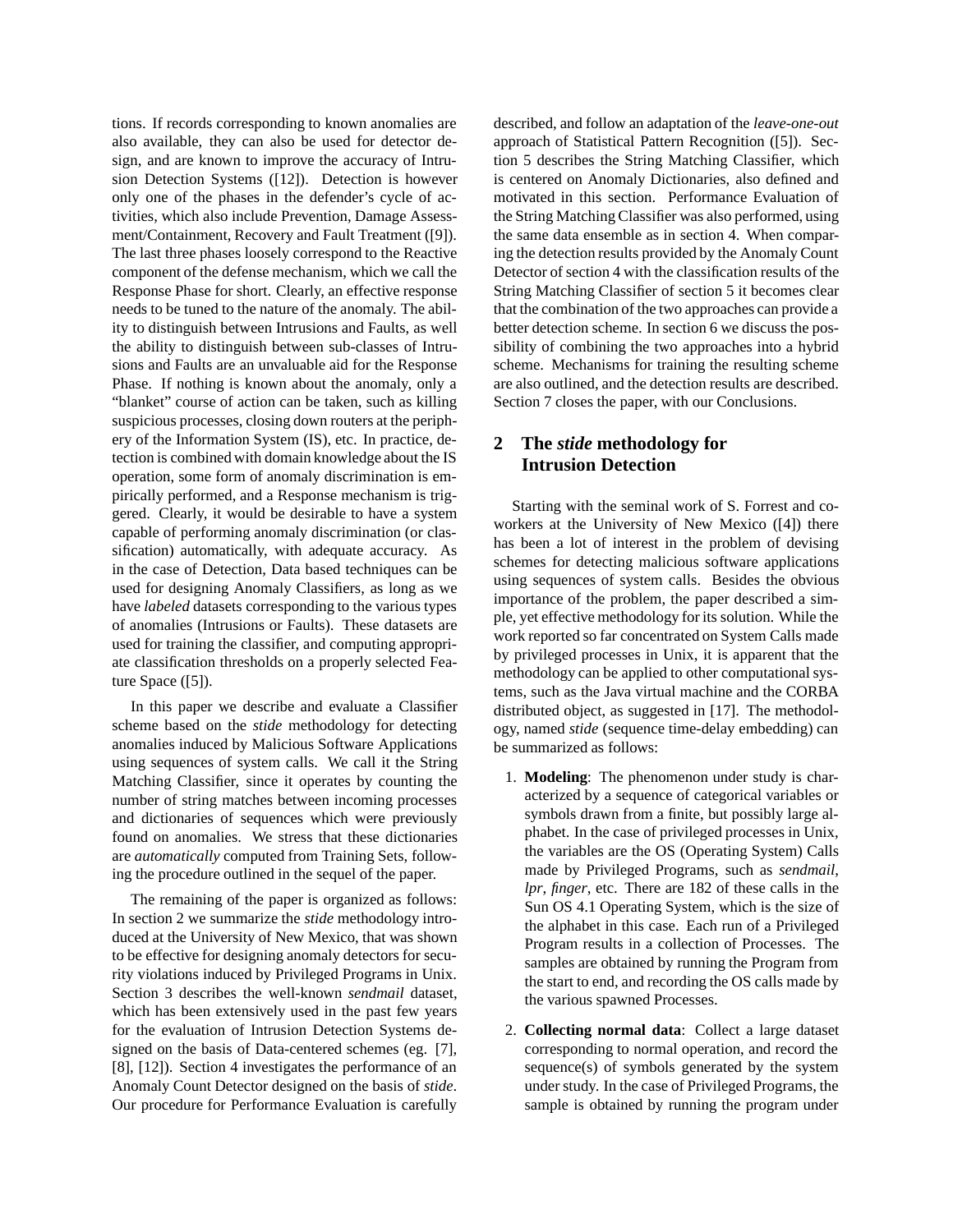tions. If records corresponding to known anomalies are also available, they can also be used for detector design, and are known to improve the accuracy of Intrusion Detection Systems ([12]). Detection is however only one of the phases in the defender's cycle of activities, which also include Prevention, Damage Assessment/Containment, Recovery and Fault Treatment ([9]). The last three phases loosely correspond to the Reactive component of the defense mechanism, which we call the Response Phase for short. Clearly, an effective response needs to be tuned to the nature of the anomaly. The ability to distinguish between Intrusions and Faults, as well the ability to distinguish between sub-classes of Intrusions and Faults are an unvaluable aid for the Response Phase. If nothing is known about the anomaly, only a "blanket" course of action can be taken, such as killing suspicious processes, closing down routers at the periphery of the Information System (IS), etc. In practice, detection is combined with domain knowledge about the IS operation, some form of anomaly discrimination is empirically performed, and a Response mechanism is triggered. Clearly, it would be desirable to have a system capable of performing anomaly discrimination (or classification) automatically, with adequate accuracy. As in the case of Detection, Data based techniques can be used for designing Anomaly Classifiers, as long as we have *labeled* datasets corresponding to the various types of anomalies (Intrusions or Faults). These datasets are used for training the classifier, and computing appropriate classification thresholds on a properly selected Feature Space ([5]).

In this paper we describe and evaluate a Classifier scheme based on the *stide* methodology for detecting anomalies induced by Malicious Software Applications using sequences of system calls. We call it the String Matching Classifier, since it operates by counting the number of string matches between incoming processes and dictionaries of sequences which were previously found on anomalies. We stress that these dictionaries are *automatically* computed from Training Sets, following the procedure outlined in the sequel of the paper.

The remaining of the paper is organized as follows: In section 2 we summarize the *stide* methodology introduced at the University of New Mexico, that was shown to be effective for designing anomaly detectors for security violations induced by Privileged Programs in Unix. Section 3 describes the well-known *sendmail* dataset, which has been extensively used in the past few years for the evaluation of Intrusion Detection Systems designed on the basis of Data-centered schemes (eg. [7], [8], [12]). Section 4 investigates the performance of an Anomaly Count Detector designed on the basis of *stide*. Our procedure for Performance Evaluation is carefully described, and follow an adaptation of the *leave-one-out* approach of Statistical Pattern Recognition ([5]). Section 5 describes the String Matching Classifier, which is centered on Anomaly Dictionaries, also defined and motivated in this section. Performance Evaluation of the String Matching Classifier was also performed, using the same data ensemble as in section 4. When comparing the detection results provided by the Anomaly Count Detector of section 4 with the classification results of the String Matching Classifier of section 5 it becomes clear that the combination of the two approaches can provide a better detection scheme. In section 6 we discuss the possibility of combining the two approaches into a hybrid scheme. Mechanisms for training the resulting scheme are also outlined, and the detection results are described. Section 7 closes the paper, with our Conclusions.

## 2 The *stide* methodology for Intrusion Detection

Starting with the seminal work of S. Forrest and co-workers at the University of New Mexico ([4]) there has been a lot of interest in the problem of devising schemes for detecting malicious software applications using sequences of system calls. Besides the obvious importance of the problem, the paper described a simple, yet effective methodology for its solution. While the work reported so far concentrated on System Calls made by privileged processes in Unix, it is apparent that the methodology can be applied to other computational systems, such as the Java virtual machine and the CORBA distributed object, as suggested in [17]. The methodology, named *stide* (sequence time-delay embedding) can be summarized as follows:

1. **Modeling**: The phenomenon under study is characterized by a sequence of categorical variables or symbols drawn from a finite, but possibly large alphabet. In the case of privileged processes in Unix, the variables are the OS (Operating System) Calls made by Privileged Programs, such as *sendmail*, *lpr*, *finger*, etc. There are 182 of these calls in the Sun OS 4.1 Operating System, which is the size of the alphabet in this case. Each run of a Privileged Program results in a collection of Processes. The samples are obtained by running the Program from the start to end, and recording the OS calls made by the various spawned Processes.
2. **Collecting normal data**: Collect a large dataset corresponding to normal operation, and record the sequence(s) of symbols generated by the system under study. In the case of Privileged Programs, the sample is obtained by running the program under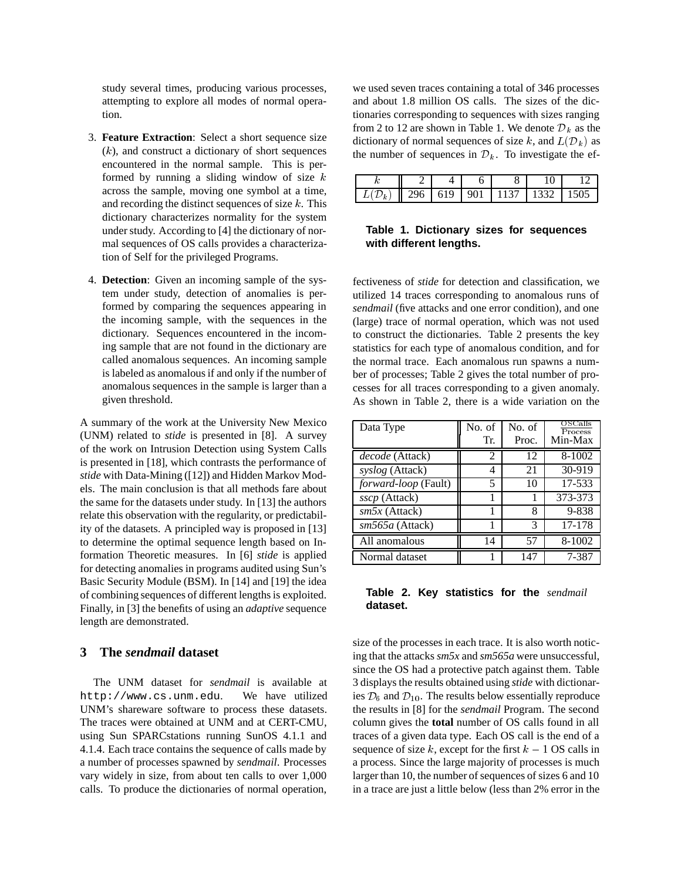study several times, producing various processes, attempting to explore all modes of normal operation.

3. **Feature Extraction**: Select a short sequence size ($k$), and construct a dictionary of short sequences encountered in the normal sample. This is performed by running a sliding window of size $k$ across the sample, moving one symbol at a time, and recording the distinct sequences of size $k$. This dictionary characterizes normality for the system under study. According to [4] the dictionary of normal sequences of OS calls provides a characterization of Self for the privileged Programs.

4. **Detection**: Given an incoming sample of the system under study, detection of anomalies is performed by comparing the sequences appearing in the incoming sample, with the sequences in the dictionary. Sequences encountered in the incoming sample that are not found in the dictionary are called anomalous sequences. An incoming sample is labeled as anomalous if and only if the number of anomalous sequences in the sample is larger than a given threshold.

A summary of the work at the University New Mexico (UNM) related to *stide* is presented in [8]. A survey of the work on Intrusion Detection using System Calls is presented in [18], which contrasts the performance of *stide* with Data-Mining ([12]) and Hidden Markov Models. The main conclusion is that all methods fare about the same for the datasets under study. In [13] the authors relate this observation with the regularity, or predictability of the datasets. A principled way is proposed in [13] to determine the optimal sequence length based on Information Theoretic measures. In [6] *stide* is applied for detecting anomalies in programs audited using Sun's Basic Security Module (BSM). In [14] and [19] the idea of combining sequences of different lengths is exploited. Finally, in [3] the benefits of using an *adaptive* sequence length are demonstrated.

## 3 The *sendmail* dataset

The UNM dataset for *sendmail* is available at `http://www.cs.unm.edu`. We have utilized UNM's shareware software to process these datasets. The traces were obtained at UNM and at CERT-CMU, using Sun SPARCstations running SunOS 4.1.1 and 4.1.4. Each trace contains the sequence of calls made by a number of processes spawned by *sendmail*. Processes vary widely in size, from about ten calls to over 1,000 calls. To produce the dictionaries of normal operation, we used seven traces containing a total of 346 processes and about 1.8 million OS calls. The sizes of the dictionaries corresponding to sequences with sizes ranging from 2 to 12 are shown in Table 1. We denote $\mathcal{D}_k$ as the dictionary of normal sequences of size $k$, and $L(\mathcal{D}_k)$ as the number of sequences in $\mathcal{D}_k$. To investigate the effectiveness of *stide* for detection and classification, we utilized 14 traces corresponding to anomalous runs of *sendmail* (five attacks and one error condition), and one (large) trace of normal operation, which was not used to construct the dictionaries. Table 2 presents the key statistics for each type of anomalous condition, and for the normal trace. Each anomalous run spawns a number of processes; Table 2 gives the total number of processes for all traces corresponding to a given anomaly. As shown in Table 2, there is a wide variation on the size of the processes in each trace. It is also worth noticing that the attacks *sm5x* and *sm565a* were unsuccessful, since the OS had a protective patch against them. Table 3 displays the results obtained using *stide* with dictionaries $\mathcal{D}_6$ and $\mathcal{D}_{10}$. The results below essentially reproduce the results in [8] for the *sendmail* Program. The second column gives the **total** number of OS calls found in all traces of a given data type. Each OS call is the end of a sequence of size $k$, except for the first $k-1$ OS calls in a process. Since the large majority of processes is much larger than 10, the number of sequences of sizes 6 and 10 in a trace are just a little below (less than 2% error in the

| $k$ | 2 | 4 | 6 | 8 | 10 | 12 |
|---|---|---|---|---|---|---|
| $L(\mathcal{D}_k)$ | 296 | 619 | 901 | 1137 | 1332 | 1505 |

**Table 1. Dictionary sizes for sequences with different lengths.**

| Data Type | No. of Tr. | No. of Proc. | $\frac{\text{OSCalls}}{\text{Process}}$ Min-Max |
|---|---|---|---|
| *decode* (Attack) | 2 | 12 | 8-1002 |
| *syslog* (Attack) | 4 | 21 | 30-919 |
| *forward-loop* (Fault) | 5 | 10 | 17-533 |
| *sscp* (Attack) | 1 | 1 | 373-373 |
| *sm5x* (Attack) | 1 | 8 | 9-838 |
| *sm565a* (Attack) | 1 | 3 | 17-178 |
| All anomalous | 14 | 57 | 8-1002 |
| Normal dataset | 1 | 147 | 7-387 |

**Table 2. Key statistics for the *sendmail* dataset.**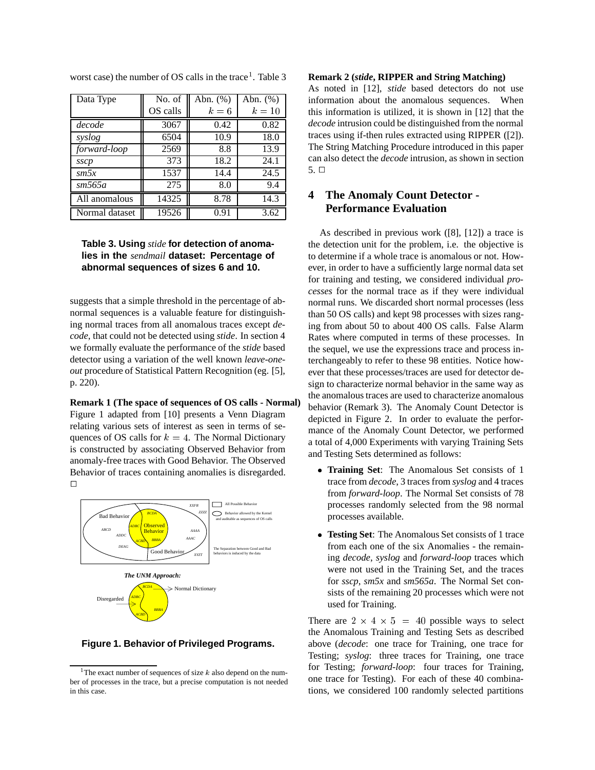worst case) the number of OS calls in the trace[1]. Table 3

| Data Type | No. of OS calls | Abn. (%) $k=6$ | Abn. (%) $k=10$ |
|---|---|---|---|
| *decode* | 3067 | 0.42 | 0.82 |
| *syslog* | 6504 | 10.9 | 18.0 |
| *forward-loop* | 2569 | 8.8 | 13.9 |
| *sscp* | 373 | 18.2 | 24.1 |
| *sm5x* | 1537 | 14.4 | 24.5 |
| *sm565a* | 275 | 8.0 | 9.4 |
| All anomalous | 14325 | 8.78 | 14.3 |
| Normal dataset | 19526 | 0.91 | 3.62 |

**Table 3. Using *stide* for detection of anomalies in the *sendmail* dataset: Percentage of abnormal sequences of sizes 6 and 10.**

suggests that a simple threshold in the percentage of abnormal sequences is a valuable feature for distinguishing normal traces from all anomalous traces except *decode*, that could not be detected using *stide*. In section 4 we formally evaluate the performance of the *stide* based detector using a variation of the well known *leave-one-out* procedure of Statistical Pattern Recognition (eg. [5], p. 220).

**Remark 1 (The space of sequences of OS calls - Normal)** Figure 1 adapted from [10] presents a Venn Diagram relating various sets of interest as seen in terms of sequences of OS calls for $k = 4$. The Normal Dictionary is constructed by associating Observed Behavior from anomaly-free traces with Good Behavior. The Observed Behavior of traces containing anomalies is disregarded. □

**Figure 1. Behavior of Privileged Programs.**

[1] The exact number of sequences of size $k$ also depend on the number of processes in the trace, but a precise computation is not needed in this case.

**Remark 2 (*stide*, RIPPER and String Matching)** As noted in [12], *stide* based detectors do not use information about the anomalous sequences. When this information is utilized, it is shown in [12] that the *decode* intrusion could be distinguished from the normal traces using if-then rules extracted using RIPPER ([2]). The String Matching Procedure introduced in this paper can also detect the *decode* intrusion, as shown in section 5. □

## 4 The Anomaly Count Detector - Performance Evaluation

As described in previous work ([8], [12]) a trace is the detection unit for the problem, i.e. the objective is to determine if a whole trace is anomalous or not. However, in order to have a sufficiently large normal data set for training and testing, we considered individual *processes* for the normal trace as if they were individual normal runs. We discarded short normal processes (less than 50 OS calls) and kept 98 processes with sizes ranging from about 50 to about 400 OS calls. False Alarm Rates where computed in terms of these processes. In the sequel, we use the expressions trace and process interchangeably to refer to these 98 entities. Notice however that these processes/traces are used for detector design to characterize normal behavior in the same way as the anomalous traces are used to characterize anomalous behavior (Remark 3). The Anomaly Count Detector is depicted in Figure 2. In order to evaluate the performance of the Anomaly Count Detector, we performed a total of 4,000 Experiments with varying Training Sets and Testing Sets determined as follows:

- **Training Set**: The Anomalous Set consists of 1 trace from *decode*, 3 traces from *syslog* and 4 traces from *forward-loop*. The Normal Set consists of 78 processes randomly selected from the 98 normal processes available.
- **Testing Set**: The Anomalous Set consists of 1 trace from each one of the six Anomalies - the remaining *decode*, *syslog* and *forward-loop* traces which were not used in the Training Set, and the traces for *sscp*, *sm5x* and *sm565a*. The Normal Set consists of the remaining 20 processes which were not used for Training.

There are $2 \times 4 \times 5 = 40$ possible ways to select the Anomalous Training and Testing Sets as described above (*decode*: one trace for Training, one trace for Testing; *syslog*: three traces for Training, one trace for Testing; *forward-loop*: four traces for Training, one trace for Testing). For each of these 40 combinations, we considered 100 randomly selected partitions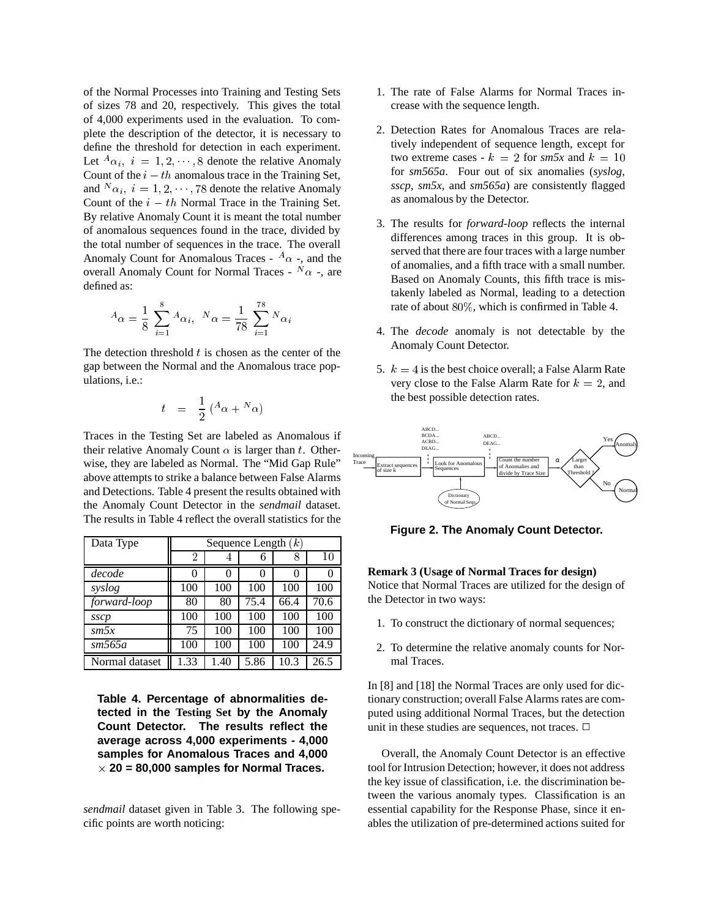of the Normal Processes into Training and Testing Sets of sizes 78 and 20, respectively. This gives the total of 4,000 experiments used in the evaluation. To complete the description of the detector, it is necessary to define the threshold for detection in each experiment. Let ${}^{A}\alpha_i,\ i = 1, 2, \cdots, 8$ denote the relative Anomaly Count of the $i - th$ anomalous trace in the Training Set, and ${}^{N}\alpha_i,\ i = 1, 2, \cdots, 78$ denote the relative Anomaly Count of the $i - th$ Normal Trace in the Training Set. By relative Anomaly Count it is meant the total number of anomalous sequences found in the trace, divided by the total number of sequences in the trace. The overall Anomaly Count for Anomalous Traces - ${}^{A}\alpha$ -, and the overall Anomaly Count for Normal Traces - ${}^{N}\alpha$ -, are defined as:

$$
{}^{A}\alpha = \frac{1}{8} \sum_{i=1}^{8} {}^{A}\alpha_i, \quad {}^{N}\alpha = \frac{1}{78} \sum_{i=1}^{78} {}^{N}\alpha_i
$$

The detection threshold $t$ is chosen as the center of the gap between the Normal and the Anomalous trace populations, i.e.:

$$
t \;=\; \frac{1}{2} \left( {}^{A}\alpha + {}^{N}\alpha \right)
$$

Traces in the Testing Set are labeled as Anomalous if their relative Anomaly Count $\alpha$ is larger than $t$. Otherwise, they are labeled as Normal. The "Mid Gap Rule" above attempts to strike a balance between False Alarms and Detections. Table 4 present the results obtained with the Anomaly Count Detector in the *sendmail* dataset. The results in Table 4 reflect the overall statistics for the

| Data Type | Sequence Length ($k$) | | | | |
|---|---|---|---|---|---|
| | 2 | 4 | 6 | 8 | 10 |
| *decode* | 0 | 0 | 0 | 0 | 0 |
| *syslog* | 100 | 100 | 100 | 100 | 100 |
| *forward-loop* | 80 | 80 | 75.4 | 66.4 | 70.6 |
| *sscp* | 100 | 100 | 100 | 100 | 100 |
| *sm5x* | 75 | 100 | 100 | 100 | 100 |
| *sm565a* | 100 | 100 | 100 | 100 | 24.9 |
| Normal dataset | 1.33 | 1.40 | 5.86 | 10.3 | 26.5 |

**Table 4. Percentage of abnormalities detected in the Testing Set by the Anomaly Count Detector. The results reflect the average across 4,000 experiments - 4,000 samples for Anomalous Traces and 4,000 $\times$ 20 = 80,000 samples for Normal Traces.**

*sendmail* dataset given in Table 3. The following specific points are worth noticing:

1. The rate of False Alarms for Normal Traces increase with the sequence length.
2. Detection Rates for Anomalous Traces are relatively independent of sequence length, except for two extreme cases - $k = 2$ for *sm5x* and $k = 10$ for *sm565a*. Four out of six anomalies (*syslog*, *sscp*, *sm5x*, and *sm565a*) are consistently flagged as anomalous by the Detector.
3. The results for *forward-loop* reflects the internal differences among traces in this group. It is observed that there are four traces with a large number of anomalies, and a fifth trace with a small number. Based on Anomaly Counts, this fifth trace is mistakenly labeled as Normal, leading to a detection rate of about 80%, which is confirmed in Table 4.
4. The *decode* anomaly is not detectable by the Anomaly Count Detector.
5. $k = 4$ is the best choice overall; a False Alarm Rate very close to the False Alarm Rate for $k = 2$, and the best possible detection rates.

**Figure 2. The Anomaly Count Detector.**

**Remark 3 (Usage of Normal Traces for design)** Notice that Normal Traces are utilized for the design of the Detector in two ways:

1. To construct the dictionary of normal sequences;
2. To determine the relative anomaly counts for Normal Traces.

In [8] and [18] the Normal Traces are only used for dictionary construction; overall False Alarms rates are computed using additional Normal Traces, but the detection unit in these studies are sequences, not traces. $\square$

Overall, the Anomaly Count Detector is an effective tool for Intrusion Detection; however, it does not address the key issue of classification, i.e. the discrimination between the various anomaly types. Classification is an essential capability for the Response Phase, since it enables the utilization of pre-determined actions suited for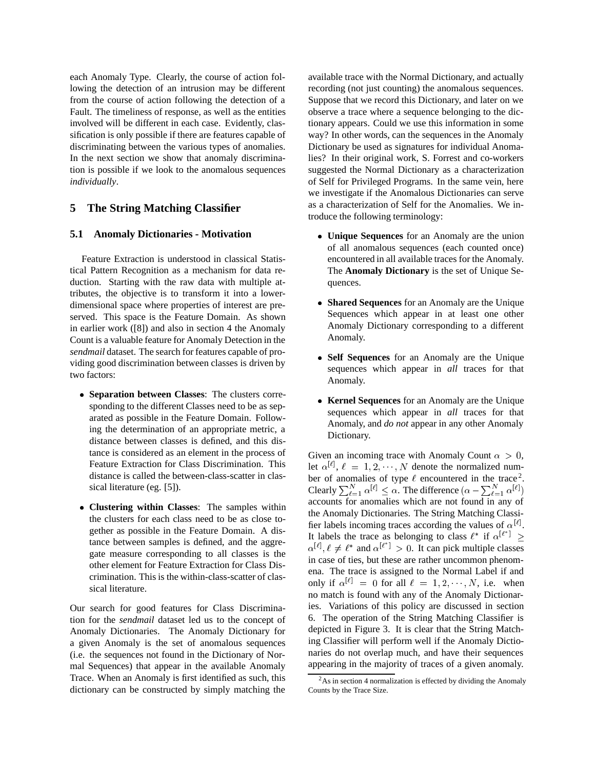each Anomaly Type. Clearly, the course of action following the detection of an intrusion may be different from the course of action following the detection of a Fault. The timeliness of response, as well as the entities involved will be different in each case. Evidently, classification is only possible if there are features capable of discriminating between the various types of anomalies. In the next section we show that anomaly discrimination is possible if we look to the anomalous sequences *individually*.

## 5 The String Matching Classifier

### 5.1 Anomaly Dictionaries - Motivation

Feature Extraction is understood in classical Statistical Pattern Recognition as a mechanism for data reduction. Starting with the raw data with multiple attributes, the objective is to transform it into a lower-dimensional space where properties of interest are preserved. This space is the Feature Domain. As shown in earlier work ([8]) and also in section 4 the Anomaly Count is a valuable feature for Anomaly Detection in the *sendmail* dataset. The search for features capable of providing good discrimination between classes is driven by two factors:

- **Separation between Classes**: The clusters corresponding to the different Classes need to be as separated as possible in the Feature Domain. Following the determination of an appropriate metric, a distance between classes is defined, and this distance is considered as an element in the process of Feature Extraction for Class Discrimination. This distance is called the between-class-scatter in classical literature (eg. [5]).
- **Clustering within Classes**: The samples within the clusters for each class need to be as close together as possible in the Feature Domain. A distance between samples is defined, and the aggregate measure corresponding to all classes is the other element for Feature Extraction for Class Discrimination. This is the within-class-scatter of classical literature.

Our search for good features for Class Discrimination for the *sendmail* dataset led us to the concept of Anomaly Dictionaries. The Anomaly Dictionary for a given Anomaly is the set of anomalous sequences (i.e. the sequences not found in the Dictionary of Normal Sequences) that appear in the available Anomaly Trace. When an Anomaly is first identified as such, this dictionary can be constructed by simply matching the available trace with the Normal Dictionary, and actually recording (not just counting) the anomalous sequences. Suppose that we record this Dictionary, and later on we observe a trace where a sequence belonging to the dictionary appears. Could we use this information in some way? In other words, can the sequences in the Anomaly Dictionary be used as signatures for individual Anomalies? In their original work, S. Forrest and co-workers suggested the Normal Dictionary as a characterization of Self for Privileged Programs. In the same vein, here we investigate if the Anomalous Dictionaries can serve as a characterization of Self for the Anomalies. We introduce the following terminology:

- **Unique Sequences** for an Anomaly are the union of all anomalous sequences (each counted once) encountered in all available traces for the Anomaly. The **Anomaly Dictionary** is the set of Unique Sequences.
- **Shared Sequences** for an Anomaly are the Unique Sequences which appear in at least one other Anomaly Dictionary corresponding to a different Anomaly.
- **Self Sequences** for an Anomaly are the Unique sequences which appear in *all* traces for that Anomaly.
- **Kernel Sequences** for an Anomaly are the Unique sequences which appear in *all* traces for that Anomaly, and *do not* appear in any other Anomaly Dictionary.

Given an incoming trace with Anomaly Count $\alpha > 0$, let $\alpha^{[\ell]}$, $\ell = 1, 2, \cdots, N$ denote the normalized number of anomalies of type $\ell$ encountered in the trace[2]. Clearly $\sum_{\ell=1}^{N} \alpha^{[\ell]} \leq \alpha$. The difference $(\alpha - \sum_{\ell=1}^{N} \alpha^{[\ell]})$ accounts for anomalies which are not found in any of the Anomaly Dictionaries. The String Matching Classifier labels incoming traces according the values of $\alpha^{[\ell]}$. It labels the trace as belonging to class $\ell^*$ if $\alpha^{[\ell^*]} \geq \alpha^{[\ell]}, \ell \neq \ell^*$ and $\alpha^{[\ell^*]} > 0$. It can pick multiple classes in case of ties, but these are rather uncommon phenomena. The trace is assigned to the Normal Label if and only if $\alpha^{[\ell]} = 0$ for all $\ell = 1, 2, \cdots, N$, i.e. when no match is found with any of the Anomaly Dictionaries. Variations of this policy are discussed in section 6. The operation of the String Matching Classifier is depicted in Figure 3. It is clear that the String Matching Classifier will perform well if the Anomaly Dictionaries do not overlap much, and have their sequences appearing in the majority of traces of a given anomaly.

[2] As in section 4 normalization is effected by dividing the Anomaly Counts by the Trace Size.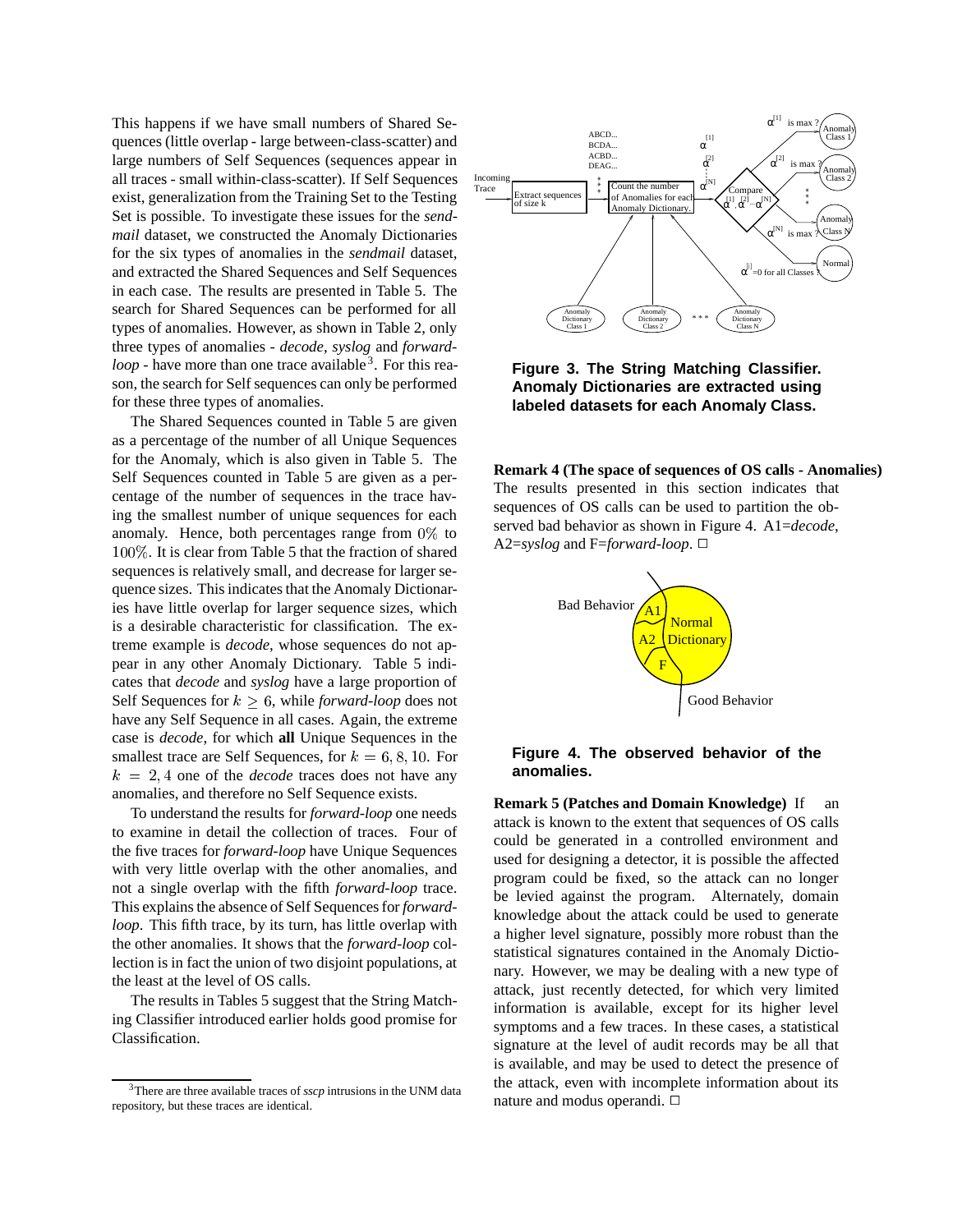This happens if we have small numbers of Shared Sequences (little overlap - large between-class-scatter) and large numbers of Self Sequences (sequences appear in all traces - small within-class-scatter). If Self Sequences exist, generalization from the Training Set to the Testing Set is possible. To investigate these issues for the *sendmail* dataset, we constructed the Anomaly Dictionaries for the six types of anomalies in the *sendmail* dataset, and extracted the Shared Sequences and Self Sequences in each case. The results are presented in Table 5. The search for Shared Sequences can be performed for all types of anomalies. However, as shown in Table 2, only three types of anomalies - *decode*, *syslog* and *forward-loop* - have more than one trace available[3]. For this reason, the search for Self sequences can only be performed for these three types of anomalies.

The Shared Sequences counted in Table 5 are given as a percentage of the number of all Unique Sequences for the Anomaly, which is also given in Table 5. The Self Sequences counted in Table 5 are given as a percentage of the number of sequences in the trace having the smallest number of unique sequences for each anomaly. Hence, both percentages range from $0\%$ to $100\%$. It is clear from Table 5 that the fraction of shared sequences is relatively small, and decrease for larger sequence sizes. This indicates that the Anomaly Dictionaries have little overlap for larger sequence sizes, which is a desirable characteristic for classification. The extreme example is *decode*, whose sequences do not appear in any other Anomaly Dictionary. Table 5 indicates that *decode* and *syslog* have a large proportion of Self Sequences for $k \geq 6$, while *forward-loop* does not have any Self Sequence in all cases. Again, the extreme case is *decode*, for which **all** Unique Sequences in the smallest trace are Self Sequences, for $k = 6, 8, 10$. For $k = 2, 4$ one of the *decode* traces does not have any anomalies, and therefore no Self Sequence exists.

To understand the results for *forward-loop* one needs to examine in detail the collection of traces. Four of the five traces for *forward-loop* have Unique Sequences with very little overlap with the other anomalies, and not a single overlap with the fifth *forward-loop* trace. This explains the absence of Self Sequences for *forward-loop*. This fifth trace, by its turn, has little overlap with the other anomalies. It shows that the *forward-loop* collection is in fact the union of two disjoint populations, at the least at the level of OS calls.

The results in Tables 5 suggest that the String Matching Classifier introduced earlier holds good promise for Classification.

[3] There are three available traces of *sscp* intrusions in the UNM data repository, but these traces are identical.

**Figure 3. The String Matching Classifier. Anomaly Dictionaries are extracted using labeled datasets for each Anomaly Class.**

**Remark 4 (The space of sequences of OS calls - Anomalies)** The results presented in this section indicates that sequences of OS calls can be used to partition the observed bad behavior as shown in Figure 4. A1=*decode*, A2=*syslog* and F=*forward-loop*. □

**Figure 4. The observed behavior of the anomalies.**

**Remark 5 (Patches and Domain Knowledge)** If an attack is known to the extent that sequences of OS calls could be generated in a controlled environment and used for designing a detector, it is possible the affected program could be fixed, so the attack can no longer be levied against the program. Alternately, domain knowledge about the attack could be used to generate a higher level signature, possibly more robust than the statistical signatures contained in the Anomaly Dictionary. However, we may be dealing with a new type of attack, just recently detected, for which very limited information is available, except for its higher level symptoms and a few traces. In these cases, a statistical signature at the level of audit records may be all that is available, and may be used to detect the presence of the attack, even with incomplete information about its nature and modus operandi. □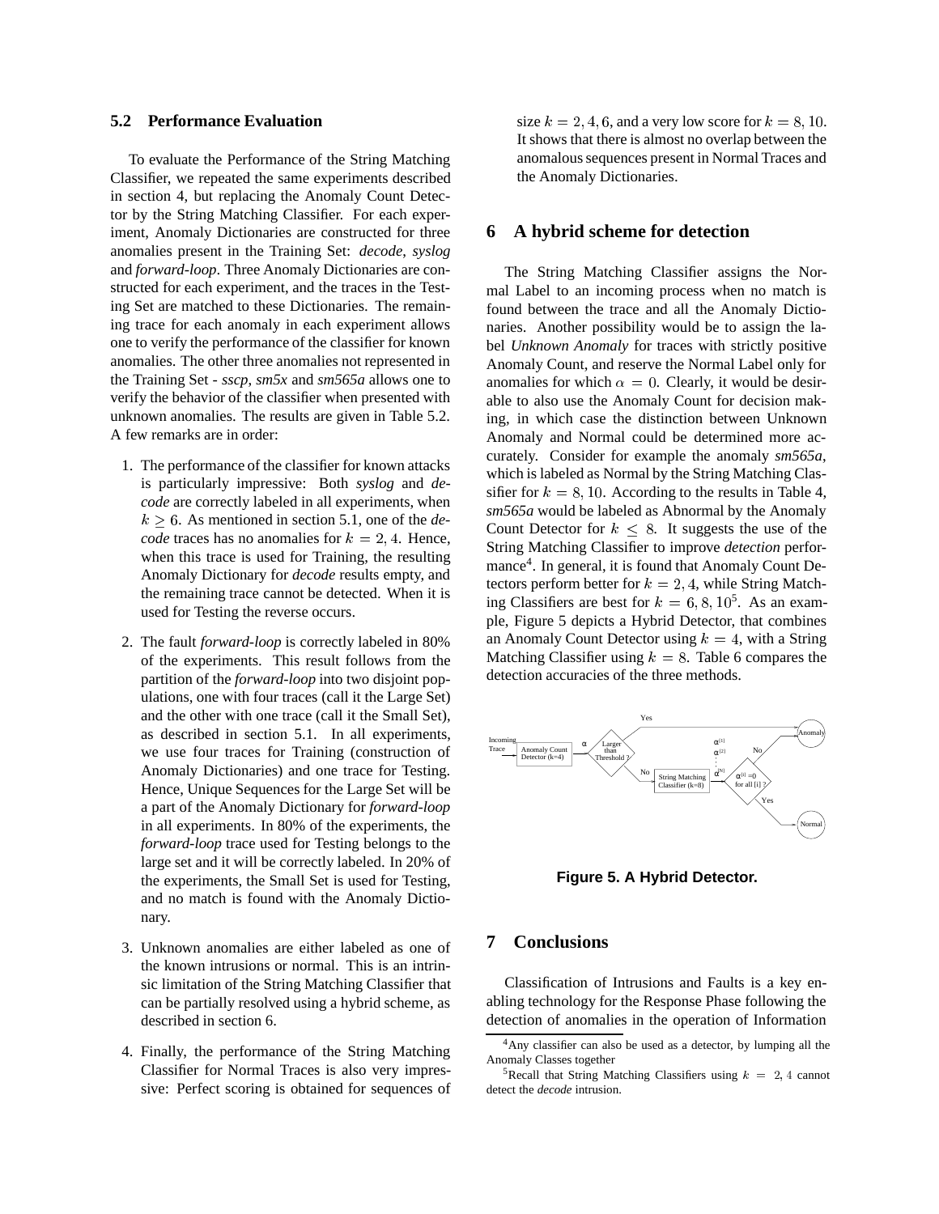### 5.2 Performance Evaluation

To evaluate the Performance of the String Matching Classifier, we repeated the same experiments described in section 4, but replacing the Anomaly Count Detector by the String Matching Classifier. For each experiment, Anomaly Dictionaries are constructed for three anomalies present in the Training Set: *decode*, *syslog* and *forward-loop*. Three Anomaly Dictionaries are constructed for each experiment, and the traces in the Testing Set are matched to these Dictionaries. The remaining trace for each anomaly in each experiment allows one to verify the performance of the classifier for known anomalies. The other three anomalies not represented in the Training Set - *sscp*, *sm5x* and *sm565a* allows one to verify the behavior of the classifier when presented with unknown anomalies. The results are given in Table 5.2. A few remarks are in order:

1. The performance of the classifier for known attacks is particularly impressive: Both *syslog* and *decode* are correctly labeled in all experiments, when $k \geq 6$. As mentioned in section 5.1, one of the *decode* traces has no anomalies for $k = 2, 4$. Hence, when this trace is used for Training, the resulting Anomaly Dictionary for *decode* results empty, and the remaining trace cannot be detected. When it is used for Testing the reverse occurs.

2. The fault *forward-loop* is correctly labeled in 80% of the experiments. This result follows from the partition of the *forward-loop* into two disjoint populations, one with four traces (call it the Large Set) and the other with one trace (call it the Small Set), as described in section 5.1. In all experiments, we use four traces for Training (construction of Anomaly Dictionaries) and one trace for Testing. Hence, Unique Sequences for the Large Set will be a part of the Anomaly Dictionary for *forward-loop* in all experiments. In 80% of the experiments, the *forward-loop* trace used for Testing belongs to the large set and it will be correctly labeled. In 20% of the experiments, the Small Set is used for Testing, and no match is found with the Anomaly Dictionary.

3. Unknown anomalies are either labeled as one of the known intrusions or normal. This is an intrinsic limitation of the String Matching Classifier that can be partially resolved using a hybrid scheme, as described in section 6.

4. Finally, the performance of the String Matching Classifier for Normal Traces is also very impressive: Perfect scoring is obtained for sequences of size $k = 2, 4, 6$, and a very low score for $k = 8, 10$. It shows that there is almost no overlap between the anomalous sequences present in Normal Traces and the Anomaly Dictionaries.

## 6 A hybrid scheme for detection

The String Matching Classifier assigns the Normal Label to an incoming process when no match is found between the trace and all the Anomaly Dictionaries. Another possibility would be to assign the label *Unknown Anomaly* for traces with strictly positive Anomaly Count, and reserve the Normal Label only for anomalies for which $\alpha = 0$. Clearly, it would be desirable to also use the Anomaly Count for decision making, in which case the distinction between Unknown Anomaly and Normal could be determined more accurately. Consider for example the anomaly *sm565a*, which is labeled as Normal by the String Matching Classifier for $k = 8, 10$. According to the results in Table 4, *sm565a* would be labeled as Abnormal by the Anomaly Count Detector for $k \leq 8$. It suggests the use of the String Matching Classifier to improve *detection* performance[4]. In general, it is found that Anomaly Count Detectors perform better for $k = 2, 4$, while String Matching Classifiers are best for $k = 6, 8, 10$[5]. As an example, Figure 5 depicts a Hybrid Detector, that combines an Anomaly Count Detector using $k = 4$, with a String Matching Classifier using $k = 8$. Table 6 compares the detection accuracies of the three methods.

**Figure 5. A Hybrid Detector.**

## 7 Conclusions

Classification of Intrusions and Faults is a key enabling technology for the Response Phase following the detection of anomalies in the operation of Information

[4]Any classifier can also be used as a detector, by lumping all the Anomaly Classes together

[5]Recall that String Matching Classifiers using $k = 2, 4$ cannot detect the *decode* intrusion.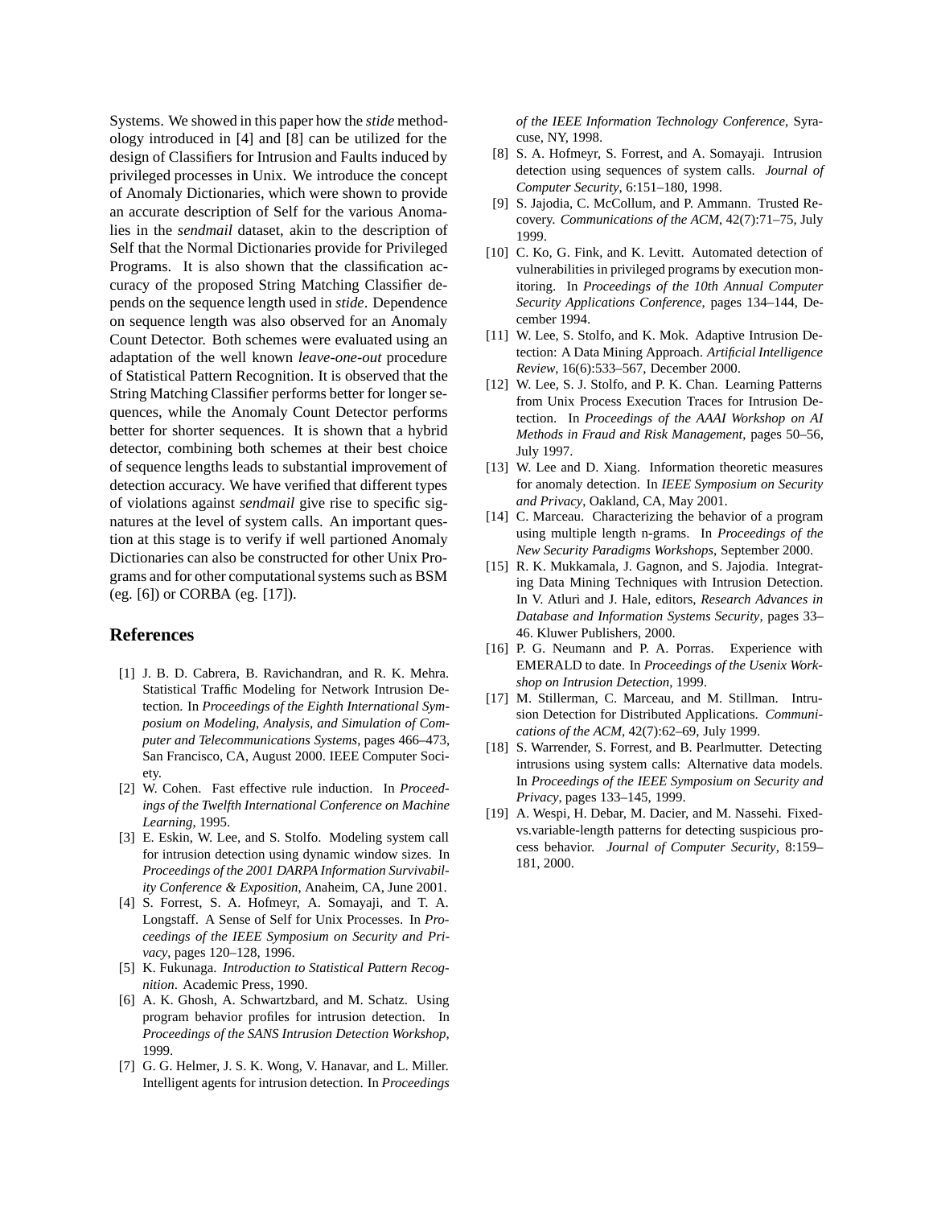Systems. We showed in this paper how the *stide* methodology introduced in [4] and [8] can be utilized for the design of Classifiers for Intrusion and Faults induced by privileged processes in Unix. We introduce the concept of Anomaly Dictionaries, which were shown to provide an accurate description of Self for the various Anomalies in the *sendmail* dataset, akin to the description of Self that the Normal Dictionaries provide for Privileged Programs. It is also shown that the classification accuracy of the proposed String Matching Classifier depends on the sequence length used in *stide*. Dependence on sequence length was also observed for an Anomaly Count Detector. Both schemes were evaluated using an adaptation of the well known *leave-one-out* procedure of Statistical Pattern Recognition. It is observed that the String Matching Classifier performs better for longer sequences, while the Anomaly Count Detector performs better for shorter sequences. It is shown that a hybrid detector, combining both schemes at their best choice of sequence lengths leads to substantial improvement of detection accuracy. We have verified that different types of violations against *sendmail* give rise to specific signatures at the level of system calls. An important question at this stage is to verify if well partioned Anomaly Dictionaries can also be constructed for other Unix Programs and for other computational systems such as BSM (eg. [6]) or CORBA (eg. [17]).

## References

[1] J. B. D. Cabrera, B. Ravichandran, and R. K. Mehra. Statistical Traffic Modeling for Network Intrusion Detection. In *Proceedings of the Eighth International Symposium on Modeling, Analysis, and Simulation of Computer and Telecommunications Systems*, pages 466–473, San Francisco, CA, August 2000. IEEE Computer Society.

[2] W. Cohen. Fast effective rule induction. In *Proceedings of the Twelfth International Conference on Machine Learning*, 1995.

[3] E. Eskin, W. Lee, and S. Stolfo. Modeling system call for intrusion detection using dynamic window sizes. In *Proceedings of the 2001 DARPA Information Survivability Conference & Exposition*, Anaheim, CA, June 2001.

[4] S. Forrest, S. A. Hofmeyr, A. Somayaji, and T. A. Longstaff. A Sense of Self for Unix Processes. In *Proceedings of the IEEE Symposium on Security and Privacy*, pages 120–128, 1996.

[5] K. Fukunaga. *Introduction to Statistical Pattern Recognition*. Academic Press, 1990.

[6] A. K. Ghosh, A. Schwartzbard, and M. Schatz. Using program behavior profiles for intrusion detection. In *Proceedings of the SANS Intrusion Detection Workshop*, 1999.

[7] G. G. Helmer, J. S. K. Wong, V. Hanavar, and L. Miller. Intelligent agents for intrusion detection. In *Proceedings of the IEEE Information Technology Conference*, Syracuse, NY, 1998.

[8] S. A. Hofmeyr, S. Forrest, and S. Somayaji. Intrusion detection using sequences of system calls. *Journal of Computer Security*, 6:151–180, 1998.

[9] S. Jajodia, C. McCollum, and P. Ammann. Trusted Recovery. *Communications of the ACM*, 42(7):71–75, July 1999.

[10] C. Ko, G. Fink, and K. Levitt. Automated detection of vulnerabilities in privileged programs by execution monitoring. In *Proceedings of the 10th Annual Computer Security Applications Conference*, pages 134–144, December 1994.

[11] W. Lee, S. Stolfo, and K. Mok. Adaptive Intrusion Detection: A Data Mining Approach. *Artificial Intelligence Review*, 16(6):533–567, December 2000.

[12] W. Lee, S. J. Stolfo, and P. K. Chan. Learning Patterns from Unix Process Execution Traces for Intrusion Detection. In *Proceedings of the AAAI Workshop on AI Methods in Fraud and Risk Management*, pages 50–56, July 1997.

[13] W. Lee and D. Xiang. Information theoretic measures for anomaly detection. In *IEEE Symposium on Security and Privacy*, Oakland, CA, May 2001.

[14] C. Marceau. Characterizing the behavior of a program using multiple length n-grams. In *Proceedings of the New Security Paradigms Workshops*, September 2000.

[15] R. K. Mukkamala, J. Gagnon, and S. Jajodia. Integrating Data Mining Techniques with Intrusion Detection. In V. Atluri and J. Hale, editors, *Research Advances in Database and Information Systems Security*, pages 33–46. Kluwer Publishers, 2000.

[16] P. G. Neumann and P. A. Porras. Experience with EMERALD to date. In *Proceedings of the Usenix Workshop on Intrusion Detection*, 1999.

[17] M. Stillerman, C. Marceau, and M. Stillman. Intrusion Detection for Distributed Applications. *Communications of the ACM*, 42(7):62–69, July 1999.

[18] S. Warrender, S. Forrest, and B. Pearlmutter. Detecting intrusions using system calls: Alternative data models. In *Proceedings of the IEEE Symposium on Security and Privacy*, pages 133–145, 1999.

[19] A. Wespi, H. Debar, M. Dacier, and M. Nassehi. Fixed-vs.variable-length patterns for detecting suspicious process behavior. *Journal of Computer Security*, 8:159–181, 2000.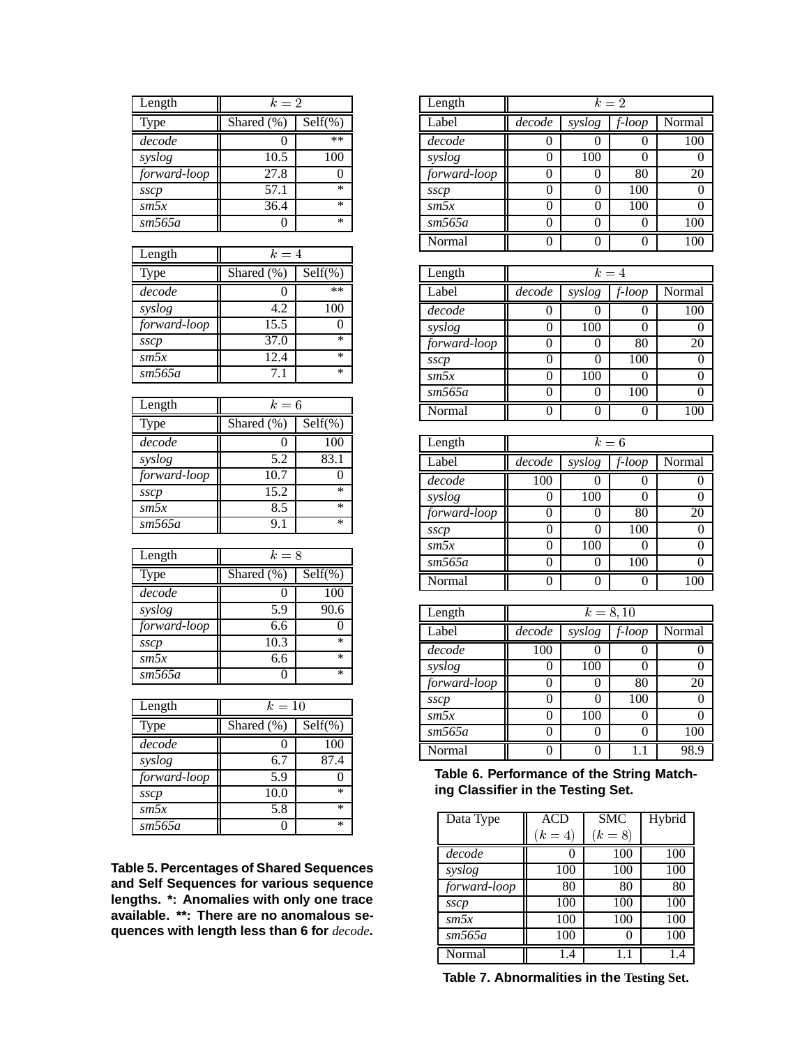| Length | $k=2$ | |
|---|---|---|
| Type | Shared (%) | Self(%) |
| *decode* | 0 | ** |
| *syslog* | 10.5 | 100 |
| *forward-loop* | 27.8 | 0 |
| *sscp* | 57.1 | * |
| *sm5x* | 36.4 | * |
| *sm565a* | 0 | * |

| Length | $k=4$ | |
|---|---|---|
| Type | Shared (%) | Self(%) |
| *decode* | 0 | ** |
| *syslog* | 4.2 | 100 |
| *forward-loop* | 15.5 | 0 |
| *sscp* | 37.0 | * |
| *sm5x* | 12.4 | * |
| *sm565a* | 7.1 | * |

| Length | $k=6$ | |
|---|---|---|
| Type | Shared (%) | Self(%) |
| *decode* | 0 | 100 |
| *syslog* | 5.2 | 83.1 |
| *forward-loop* | 10.7 | 0 |
| *sscp* | 15.2 | * |
| *sm5x* | 8.5 | * |
| *sm565a* | 9.1 | * |

| Length | $k=8$ | |
|---|---|---|
| Type | Shared (%) | Self(%) |
| *decode* | 0 | 100 |
| *syslog* | 5.9 | 90.6 |
| *forward-loop* | 6.6 | 0 |
| *sscp* | 10.3 | * |
| *sm5x* | 6.6 | * |
| *sm565a* | 0 | * |

| Length | $k=10$ | |
|---|---|---|
| Type | Shared (%) | Self(%) |
| *decode* | 0 | 100 |
| *syslog* | 6.7 | 87.4 |
| *forward-loop* | 5.9 | 0 |
| *sscp* | 10.0 | * |
| *sm5x* | 5.8 | * |
| *sm565a* | 0 | * |

**Table 5. Percentages of Shared Sequences and Self Sequences for various sequence lengths. *: Anomalies with only one trace available. **: There are no anomalous sequences with length less than 6 for *decode*.**

| Length | $k=2$ | | | |
|---|---|---|---|---|
| Label | *decode* | *syslog* | *f-loop* | Normal |
| *decode* | 0 | 0 | 0 | 100 |
| *syslog* | 0 | 100 | 0 | 0 |
| *forward-loop* | 0 | 0 | 80 | 20 |
| *sscp* | 0 | 0 | 100 | 0 |
| *sm5x* | 0 | 0 | 100 | 0 |
| *sm565a* | 0 | 0 | 0 | 100 |
| Normal | 0 | 0 | 0 | 100 |

| Length | $k=4$ | | | |
|---|---|---|---|---|
| Label | *decode* | *syslog* | *f-loop* | Normal |
| *decode* | 0 | 0 | 0 | 100 |
| *syslog* | 0 | 100 | 0 | 0 |
| *forward-loop* | 0 | 0 | 80 | 20 |
| *sscp* | 0 | 0 | 100 | 0 |
| *sm5x* | 0 | 100 | 0 | 0 |
| *sm565a* | 0 | 0 | 100 | 0 |
| Normal | 0 | 0 | 0 | 100 |

| Length | $k=6$ | | | |
|---|---|---|---|---|
| Label | *decode* | *syslog* | *f-loop* | Normal |
| *decode* | 100 | 0 | 0 | 0 |
| *syslog* | 0 | 100 | 0 | 0 |
| *forward-loop* | 0 | 0 | 80 | 20 |
| *sscp* | 0 | 0 | 100 | 0 |
| *sm5x* | 0 | 100 | 0 | 0 |
| *sm565a* | 0 | 0 | 100 | 0 |
| Normal | 0 | 0 | 0 | 100 |

| Length | $k=8,10$ | | | |
|---|---|---|---|---|
| Label | *decode* | *syslog* | *f-loop* | Normal |
| *decode* | 100 | 0 | 0 | 0 |
| *syslog* | 0 | 100 | 0 | 0 |
| *forward-loop* | 0 | 0 | 80 | 20 |
| *sscp* | 0 | 0 | 100 | 0 |
| *sm5x* | 0 | 100 | 0 | 0 |
| *sm565a* | 0 | 0 | 0 | 100 |
| Normal | 0 | 0 | 1.1 | 98.9 |

**Table 6. Performance of the String Matching Classifier in the Testing Set.**

| Data Type | ACD $(k=4)$ | SMC $(k=8)$ | Hybrid |
|---|---|---|---|
| *decode* | 0 | 100 | 100 |
| *syslog* | 100 | 100 | 100 |
| *forward-loop* | 80 | 80 | 80 |
| *sscp* | 100 | 100 | 100 |
| *sm5x* | 100 | 100 | 100 |
| *sm565a* | 100 | 0 | 100 |
| Normal | 1.4 | 1.1 | 1.4 |

**Table 7. Abnormalities in the Testing Set.**